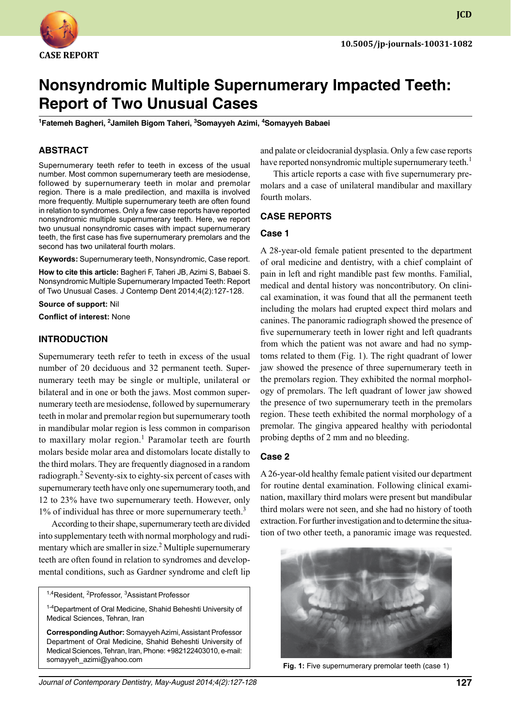CASE REPORT

10.5005/jp-journals-10031-1082

# Nonsyndromic Multiple Supernumerary Impacted Teeth: Report of Two Unusual Cases

[1]Fatemeh Bagheri, [2]Jamileh Bigom Taheri, [3]Somayyeh Azimi, [4]Somayyeh Babaei

## ABSTRACT

Supernumerary teeth refer to teeth in excess of the usual number. Most common supernumerary teeth are mesiodense, followed by supernumerary teeth in molar and premolar region. There is a male predilection, and maxilla is involved more frequently. Multiple supernumerary teeth are often found in relation to syndromes. Only a few case reports have reported nonsyndromic multiple supernumerary teeth. Here, we report two unusual nonsyndromic cases with impact supernumerary teeth, the first case has five supernumerary premolars and the second has two unilateral fourth molars.

**Keywords:** Supernumerary teeth, Nonsyndromic, Case report.

**How to cite this article:** Bagheri F, Taheri JB, Azimi S, Babaei S. Nonsyndromic Multiple Supernumerary Impacted Teeth: Report of Two Unusual Cases. J Contemp Dent 2014;4(2):127-128.

**Source of support:** Nil

**Conflict of interest:** None

## INTRODUCTION

Supernumerary teeth refer to teeth in excess of the usual number of 20 deciduous and 32 permanent teeth. Supernumerary teeth may be single or multiple, unilateral or bilateral and in one or both the jaws. Most common supernumerary teeth are mesiodense, followed by supernumerary teeth in molar and premolar region but supernumerary tooth in mandibular molar region is less common in comparison to maxillary molar region.[1] Paramolar teeth are fourth molars beside molar area and distomolars locate distally to the third molars. They are frequently diagnosed in a random radiograph.[2] Seventy-six to eighty-six percent of cases with supernumerary teeth have only one supernumerary tooth, and 12 to 23% have two supernumerary teeth. However, only 1% of individual has three or more supernumerary teeth.[3]

According to their shape, supernumerary teeth are divided into supplementary teeth with normal morphology and rudimentary which are smaller in size.[2] Multiple supernumerary teeth are often found in relation to syndromes and developmental conditions, such as Gardner syndrome and cleft lip and palate or cleidocranial dysplasia. Only a few case reports have reported nonsyndromic multiple supernumerary teeth.[1]

This article reports a case with five supernumerary premolars and a case of unilateral mandibular and maxillary fourth molars.

[1,4]Resident, [2]Professor, [3]Assistant Professor

[1-4]Department of Oral Medicine, Shahid Beheshti University of Medical Sciences, Tehran, Iran

**Corresponding Author:** Somayyeh Azimi, Assistant Professor Department of Oral Medicine, Shahid Beheshti University of Medical Sciences, Tehran, Iran, Phone: +982122403010, e-mail: somayyeh_azimi@yahoo.com

## CASE REPORTS

### Case 1

A 28-year-old female patient presented to the department of oral medicine and dentistry, with a chief complaint of pain in left and right mandible past few months. Familial, medical and dental history was noncontributory. On clinical examination, it was found that all the permanent teeth including the molars had erupted expect third molars and canines. The panoramic radiograph showed the presence of five supernumerary teeth in lower right and left quadrants from which the patient was not aware and had no symptoms related to them (Fig. 1). The right quadrant of lower jaw showed the presence of three supernumerary teeth in the premolars region. They exhibited the normal morphology of premolars. The left quadrant of lower jaw showed the presence of two supernumerary teeth in the premolars region. These teeth exhibited the normal morphology of a premolar. The gingiva appeared healthy with periodontal probing depths of 2 mm and no bleeding.

### Case 2

A 26-year-old healthy female patient visited our department for routine dental examination. Following clinical examination, maxillary third molars were present but mandibular third molars were not seen, and she had no history of tooth extraction. For further investigation and to determine the situation of two other teeth, a panoramic image was requested.

**Fig. 1:** Five supernumerary premolar teeth (case 1)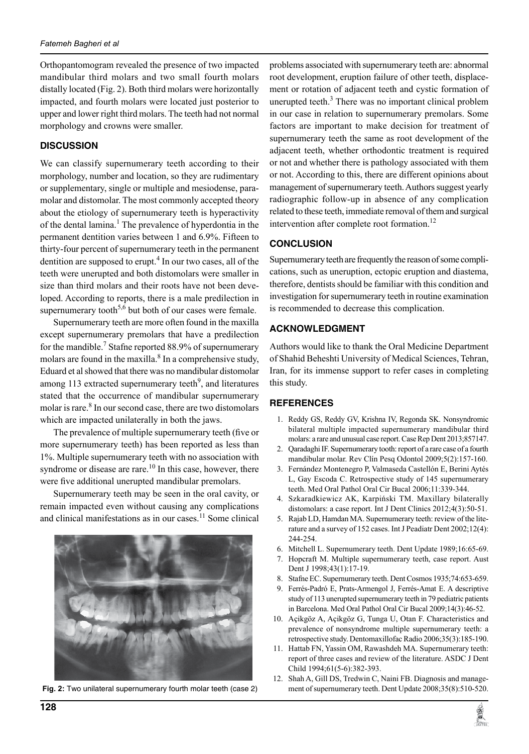Orthopantomogram revealed the presence of two impacted mandibular third molars and two small fourth molars distally located (Fig. 2). Both third molars were horizontally impacted, and fourth molars were located just posterior to upper and lower right third molars. The teeth had not normal morphology and crowns were smaller.

## DISCUSSION

We can classify supernumerary teeth according to their morphology, number and location, so they are rudimentary or supplementary, single or multiple and mesiodense, paramolar and distomolar. The most commonly accepted theory about the etiology of supernumerary teeth is hyperactivity of the dental lamina.[1] The prevalence of hyperdontia in the permanent dentition varies between 1 and 6.9%. Fifteen to thirty-four percent of supernumerary teeth in the permanent dentition are supposed to erupt.[4] In our two cases, all of the teeth were unerupted and both distomolars were smaller in size than third molars and their roots have not been developed. According to reports, there is a male predilection in supernumerary tooth[5,6] but both of our cases were female.

Supernumerary teeth are more often found in the maxilla except supernumerary premolars that have a predilection for the mandible.[7] Stafne reported 88.9% of supernumerary molars are found in the maxilla.[8] In a comprehensive study, Eduard et al showed that there was no mandibular distomolar among 113 extracted supernumerary teeth[9], and literatures stated that the occurrence of mandibular supernumerary molar is rare.[8] In our second case, there are two distomolars which are impacted unilaterally in both the jaws.

The prevalence of multiple supernumerary teeth (five or more supernumerary teeth) has been reported as less than 1%. Multiple supernumerary teeth with no association with syndrome or disease are rare.[10] In this case, however, there were five additional unerupted mandibular premolars.

Supernumerary teeth may be seen in the oral cavity, or remain impacted even without causing any complications and clinical manifestations as in our cases.[11] Some clinical problems associated with supernumerary teeth are: abnormal root development, eruption failure of other teeth, displacement or rotation of adjacent teeth and cystic formation of unerupted teeth.[3] There was no important clinical problem in our case in relation to supernumerary premolars. Some factors are important to make decision for treatment of supernumerary teeth the same as root development of the adjacent teeth, whether orthodontic treatment is required or not and whether there is pathology associated with them or not. According to this, there are different opinions about management of supernumerary teeth. Authors suggest yearly radiographic follow-up in absence of any complication related to these teeth, immediate removal of them and surgical intervention after complete root formation.[12]

**Fig. 2:** Two unilateral supernumerary fourth molar teeth (case 2)

## CONCLUSION

Supernumerary teeth are frequently the reason of some complications, such as uneruption, ectopic eruption and diastema, therefore, dentists should be familiar with this condition and investigation for supernumerary teeth in routine examination is recommended to decrease this complication.

## ACKNOWLEDGMENT

Authors would like to thank the Oral Medicine Department of Shahid Beheshti University of Medical Sciences, Tehran, Iran, for its immense support to refer cases in completing this study.

## REFERENCES

1. Reddy GS, Reddy GV, Krishna IV, Regonda SK. Nonsyndromic bilateral multiple impacted supernumerary mandibular third molars: a rare and unusual case report. Case Rep Dent 2013;857147.
2. Qaradaghi IF. Supernumerary tooth: report of a rare case of a fourth mandibular molar. Rev Clín Pesq Odontol 2009;5(2):157-160.
3. Fernández Montenegro P, Valmaseda Castellón E, Berini Aytés L, Gay Escoda C. Retrospective study of 145 supernumerary teeth. Med Oral Pathol Oral Cir Bucal 2006;11:339-344.
4. Szkaradkiewicz AK, Karpiński TM. Maxillary bilaterally distomolars: a case report. Int J Dent Clinics 2012;4(3):50-51.
5. Rajab LD, Hamdan MA. Supernumerary teeth: review of the literature and a survey of 152 cases. Int J Peadiatr Dent 2002;12(4): 244-254.
6. Mitchell L. Supernumerary teeth. Dent Update 1989;16:65-69.
7. Hopcraft M. Multiple supernumerary teeth, case report. Aust Dent J 1998;43(1):17-19.
8. Stafne EC. Supernumerary teeth. Dent Cosmos 1935;74:653-659.
9. Ferrés-Padró E, Prats-Armengol J, Ferrés-Amat E. A descriptive study of 113 unerupted supernumerary teeth in 79 pediatric patients in Barcelona. Med Oral Pathol Oral Cir Bucal 2009;14(3):46-52.
10. Açikgöz A, Açikgöz G, Tunga U, Otan F. Characteristics and prevalence of nonsyndrome multiple supernumerary teeth: a retrospective study. Dentomaxillofac Radio 2006;35(3):185-190.
11. Hattab FN, Yassin OM, Rawashdeh MA. Supernumerary teeth: report of three cases and review of the literature. ASDC J Dent Child 1994;61(5-6):382-393.
12. Shah A, Gill DS, Tredwin C, Naini FB. Diagnosis and management of supernumerary teeth. Dent Update 2008;35(8):510-520.